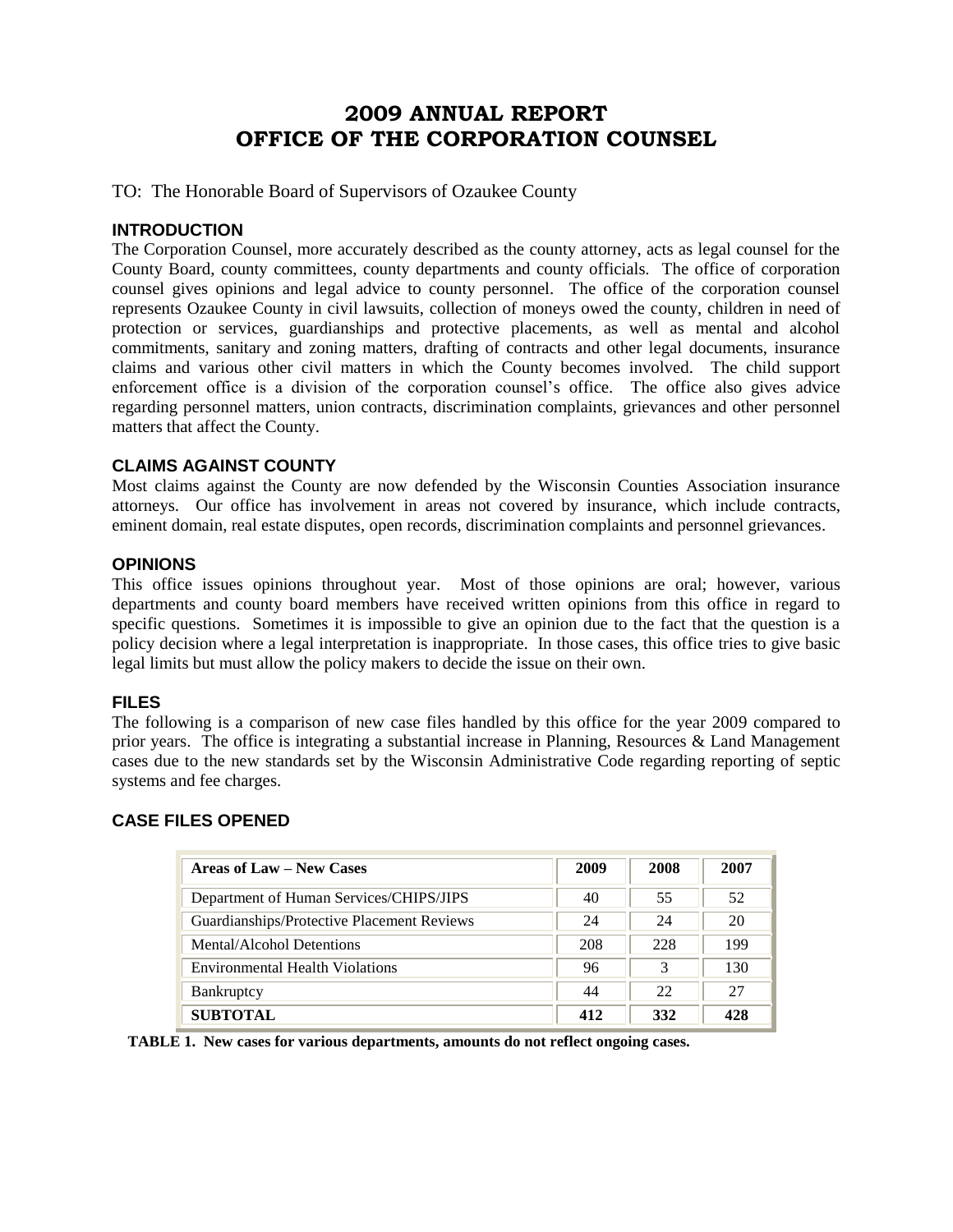# 2009 ANNUAL REPORT
# OFFICE OF THE CORPORATION COUNSEL

TO: The Honorable Board of Supervisors of Ozaukee County

## INTRODUCTION

The Corporation Counsel, more accurately described as the county attorney, acts as legal counsel for the County Board, county committees, county departments and county officials. The office of corporation counsel gives opinions and legal advice to county personnel. The office of the corporation counsel represents Ozaukee County in civil lawsuits, collection of moneys owed the county, children in need of protection or services, guardianships and protective placements, as well as mental and alcohol commitments, sanitary and zoning matters, drafting of contracts and other legal documents, insurance claims and various other civil matters in which the County becomes involved. The child support enforcement office is a division of the corporation counsel's office. The office also gives advice regarding personnel matters, union contracts, discrimination complaints, grievances and other personnel matters that affect the County.

## CLAIMS AGAINST COUNTY

Most claims against the County are now defended by the Wisconsin Counties Association insurance attorneys. Our office has involvement in areas not covered by insurance, which include contracts, eminent domain, real estate disputes, open records, discrimination complaints and personnel grievances.

## OPINIONS

This office issues opinions throughout year. Most of those opinions are oral; however, various departments and county board members have received written opinions from this office in regard to specific questions. Sometimes it is impossible to give an opinion due to the fact that the question is a policy decision where a legal interpretation is inappropriate. In those cases, this office tries to give basic legal limits but must allow the policy makers to decide the issue on their own.

## FILES

The following is a comparison of new case files handled by this office for the year 2009 compared to prior years. The office is integrating a substantial increase in Planning, Resources & Land Management cases due to the new standards set by the Wisconsin Administrative Code regarding reporting of septic systems and fee charges.

## CASE FILES OPENED

| Areas of Law – New Cases | 2009 | 2008 | 2007 |
|---|---|---|---|
| Department of Human Services/CHIPS/JIPS | 40 | 55 | 52 |
| Guardianships/Protective Placement Reviews | 24 | 24 | 20 |
| Mental/Alcohol Detentions | 208 | 228 | 199 |
| Environmental Health Violations | 96 | 3 | 130 |
| Bankruptcy | 44 | 22 | 27 |
| **SUBTOTAL** | **412** | **332** | **428** |

**TABLE 1. New cases for various departments, amounts do not reflect ongoing cases.**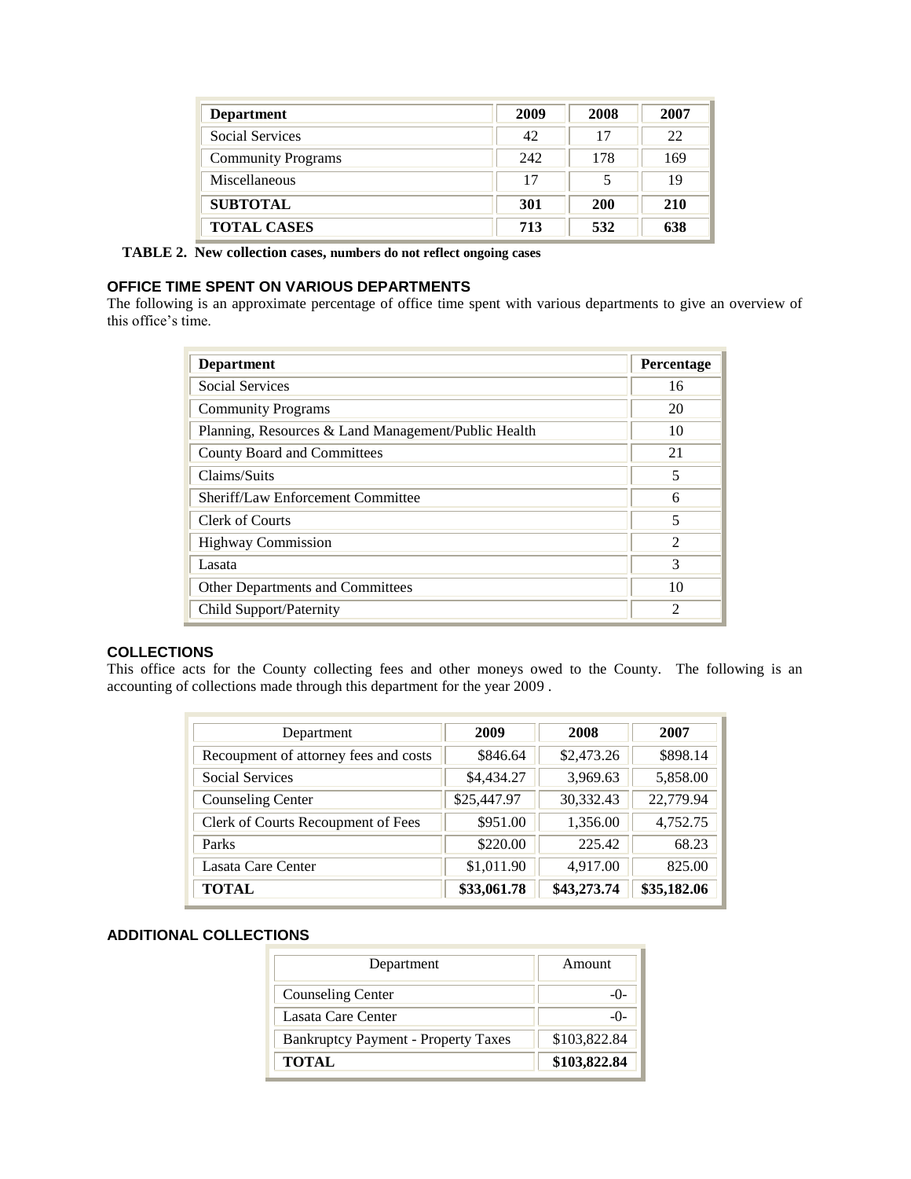| Department | 2009 | 2008 | 2007 |
|---|---|---|---|
| Social Services | 42 | 17 | 22 |
| Community Programs | 242 | 178 | 169 |
| Miscellaneous | 17 | 5 | 19 |
| **SUBTOTAL** | **301** | **200** | **210** |
| **TOTAL CASES** | **713** | **532** | **638** |

**TABLE 2. New collection cases, numbers do not reflect ongoing cases**

### OFFICE TIME SPENT ON VARIOUS DEPARTMENTS

The following is an approximate percentage of office time spent with various departments to give an overview of this office's time.

| Department | Percentage |
|---|---|
| Social Services | 16 |
| Community Programs | 20 |
| Planning, Resources & Land Management/Public Health | 10 |
| County Board and Committees | 21 |
| Claims/Suits | 5 |
| Sheriff/Law Enforcement Committee | 6 |
| Clerk of Courts | 5 |
| Highway Commission | 2 |
| Lasata | 3 |
| Other Departments and Committees | 10 |
| Child Support/Paternity | 2 |

### COLLECTIONS

This office acts for the County collecting fees and other moneys owed to the County. The following is an accounting of collections made through this department for the year 2009 .

| Department | 2009 | 2008 | 2007 |
|---|---|---|---|
| Recoupment of attorney fees and costs | $846.64 | $2,473.26 | $898.14 |
| Social Services | $4,434.27 | 3,969.63 | 5,858.00 |
| Counseling Center | $25,447.97 | 30,332.43 | 22,779.94 |
| Clerk of Courts Recoupment of Fees | $951.00 | 1,356.00 | 4,752.75 |
| Parks | $220.00 | 225.42 | 68.23 |
| Lasata Care Center | $1,011.90 | 4,917.00 | 825.00 |
| **TOTAL** | **$33,061.78** | **$43,273.74** | **$35,182.06** |

### ADDITIONAL COLLECTIONS

| Department | Amount |
|---|---|
| Counseling Center | -0- |
| Lasata Care Center | -0- |
| Bankruptcy Payment - Property Taxes | $103,822.84 |
| **TOTAL** | **$103,822.84** |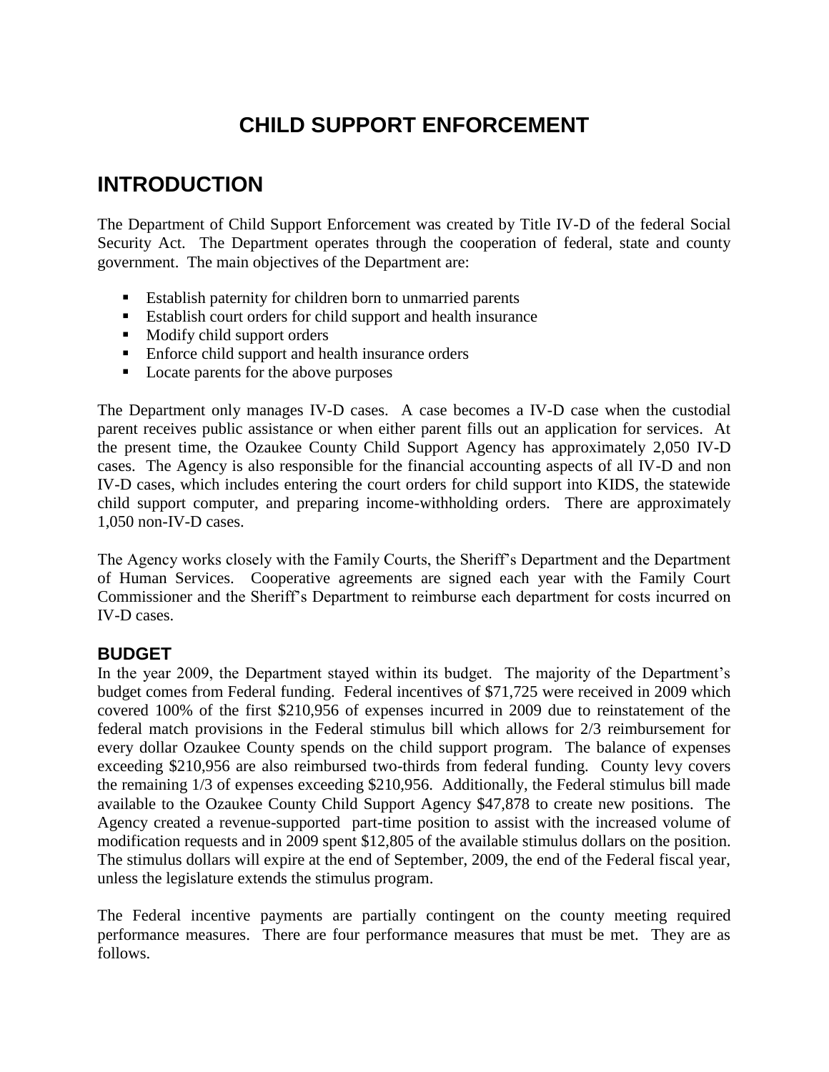# CHILD SUPPORT ENFORCEMENT

## INTRODUCTION

The Department of Child Support Enforcement was created by Title IV-D of the federal Social Security Act. The Department operates through the cooperation of federal, state and county government. The main objectives of the Department are:

- Establish paternity for children born to unmarried parents
- Establish court orders for child support and health insurance
- Modify child support orders
- Enforce child support and health insurance orders
- Locate parents for the above purposes

The Department only manages IV-D cases. A case becomes a IV-D case when the custodial parent receives public assistance or when either parent fills out an application for services. At the present time, the Ozaukee County Child Support Agency has approximately 2,050 IV-D cases. The Agency is also responsible for the financial accounting aspects of all IV-D and non IV-D cases, which includes entering the court orders for child support into KIDS, the statewide child support computer, and preparing income-withholding orders. There are approximately 1,050 non-IV-D cases.

The Agency works closely with the Family Courts, the Sheriff's Department and the Department of Human Services. Cooperative agreements are signed each year with the Family Court Commissioner and the Sheriff's Department to reimburse each department for costs incurred on IV-D cases.

### BUDGET

In the year 2009, the Department stayed within its budget. The majority of the Department's budget comes from Federal funding. Federal incentives of $71,725 were received in 2009 which covered 100% of the first $210,956 of expenses incurred in 2009 due to reinstatement of the federal match provisions in the Federal stimulus bill which allows for 2/3 reimbursement for every dollar Ozaukee County spends on the child support program. The balance of expenses exceeding $210,956 are also reimbursed two-thirds from federal funding. County levy covers the remaining 1/3 of expenses exceeding $210,956. Additionally, the Federal stimulus bill made available to the Ozaukee County Child Support Agency $47,878 to create new positions. The Agency created a revenue-supported part-time position to assist with the increased volume of modification requests and in 2009 spent $12,805 of the available stimulus dollars on the position. The stimulus dollars will expire at the end of September, 2009, the end of the Federal fiscal year, unless the legislature extends the stimulus program.

The Federal incentive payments are partially contingent on the county meeting required performance measures. There are four performance measures that must be met. They are as follows.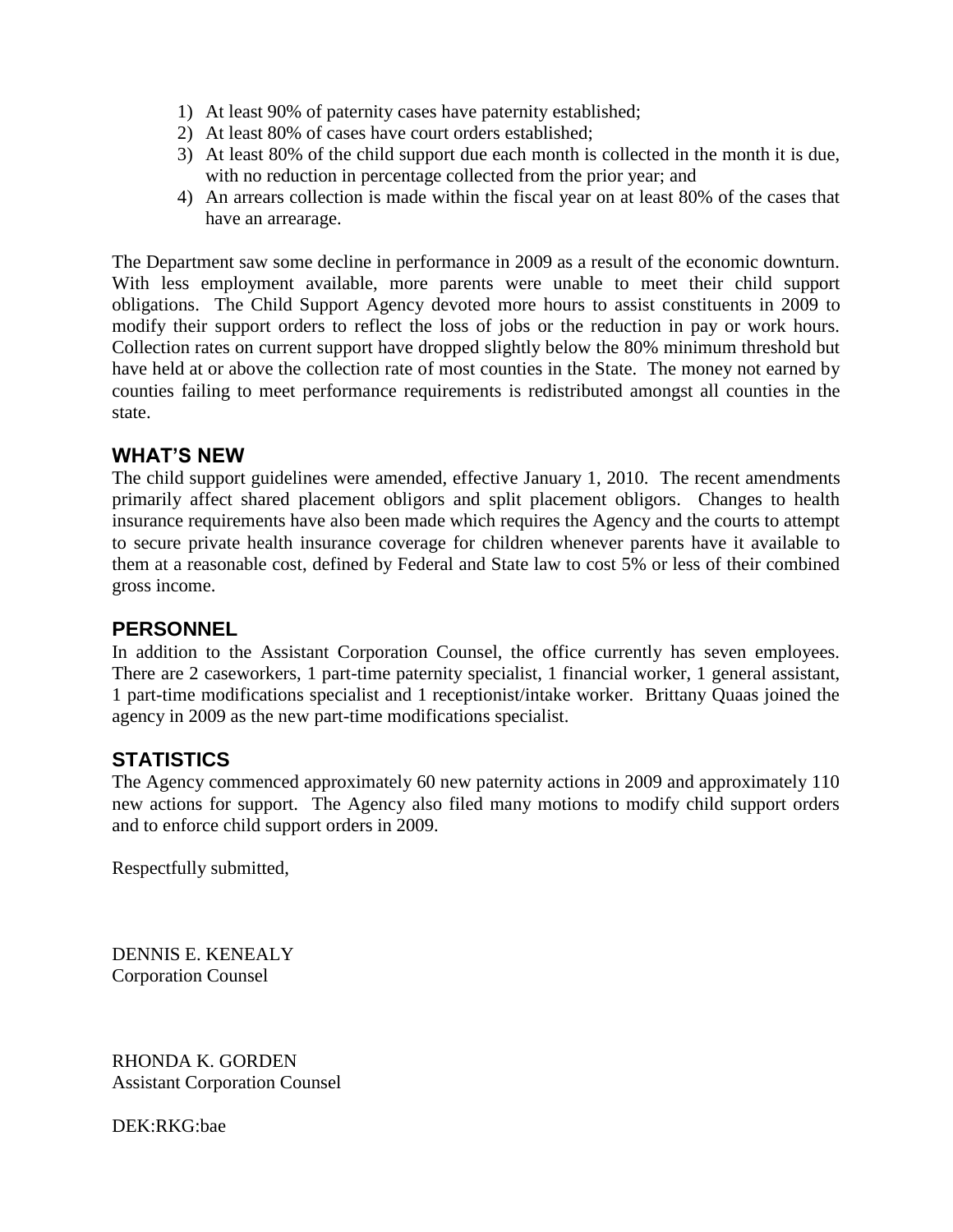1) At least 90% of paternity cases have paternity established;
2) At least 80% of cases have court orders established;
3) At least 80% of the child support due each month is collected in the month it is due, with no reduction in percentage collected from the prior year; and
4) An arrears collection is made within the fiscal year on at least 80% of the cases that have an arrearage.

The Department saw some decline in performance in 2009 as a result of the economic downturn. With less employment available, more parents were unable to meet their child support obligations. The Child Support Agency devoted more hours to assist constituents in 2009 to modify their support orders to reflect the loss of jobs or the reduction in pay or work hours. Collection rates on current support have dropped slightly below the 80% minimum threshold but have held at or above the collection rate of most counties in the State. The money not earned by counties failing to meet performance requirements is redistributed amongst all counties in the state.

## WHAT'S NEW

The child support guidelines were amended, effective January 1, 2010. The recent amendments primarily affect shared placement obligors and split placement obligors. Changes to health insurance requirements have also been made which requires the Agency and the courts to attempt to secure private health insurance coverage for children whenever parents have it available to them at a reasonable cost, defined by Federal and State law to cost 5% or less of their combined gross income.

## PERSONNEL

In addition to the Assistant Corporation Counsel, the office currently has seven employees. There are 2 caseworkers, 1 part-time paternity specialist, 1 financial worker, 1 general assistant, 1 part-time modifications specialist and 1 receptionist/intake worker. Brittany Quaas joined the agency in 2009 as the new part-time modifications specialist.

## STATISTICS

The Agency commenced approximately 60 new paternity actions in 2009 and approximately 110 new actions for support. The Agency also filed many motions to modify child support orders and to enforce child support orders in 2009.

Respectfully submitted,

DENNIS E. KENEALY
Corporation Counsel

RHONDA K. GORDEN
Assistant Corporation Counsel

DEK:RKG:bae